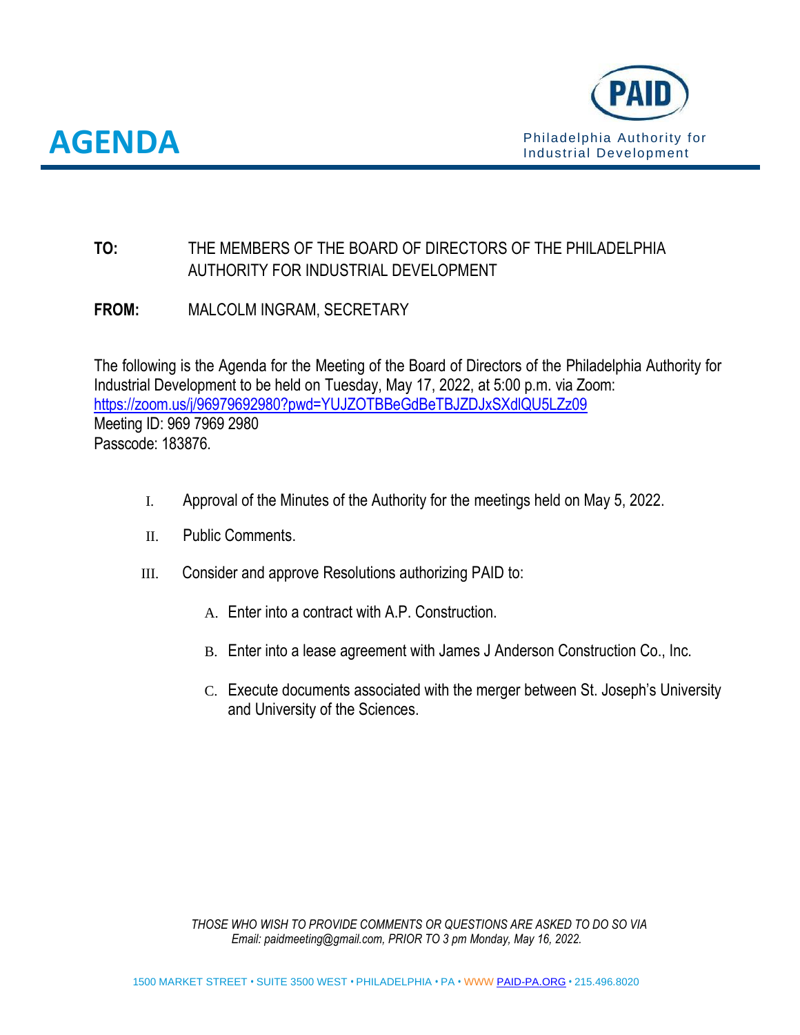# AGENDA

**PAID**
Philadelphia Authority for Industrial Development

**TO:** THE MEMBERS OF THE BOARD OF DIRECTORS OF THE PHILADELPHIA AUTHORITY FOR INDUSTRIAL DEVELOPMENT

**FROM:** MALCOLM INGRAM, SECRETARY

The following is the Agenda for the Meeting of the Board of Directors of the Philadelphia Authority for Industrial Development to be held on Tuesday, May 17, 2022, at 5:00 p.m. via Zoom:
https://zoom.us/j/96979692980?pwd=YUJZOTBBeGdBeTBJZDJxSXdlQU5LZz09
Meeting ID: 969 7969 2980
Passcode: 183876.

I. Approval of the Minutes of the Authority for the meetings held on May 5, 2022.

II. Public Comments.

III. Consider and approve Resolutions authorizing PAID to:

   A. Enter into a contract with A.P. Construction.

   B. Enter into a lease agreement with James J Anderson Construction Co., Inc.

   C. Execute documents associated with the merger between St. Joseph's University and University of the Sciences.

*THOSE WHO WISH TO PROVIDE COMMENTS OR QUESTIONS ARE ASKED TO DO SO VIA Email: paidmeeting@gmail.com, PRIOR TO 3 pm Monday, May 16, 2022.*

1500 MARKET STREET • SUITE 3500 WEST • PHILADELPHIA • PA • WWW PAID-PA.ORG • 215.496.8020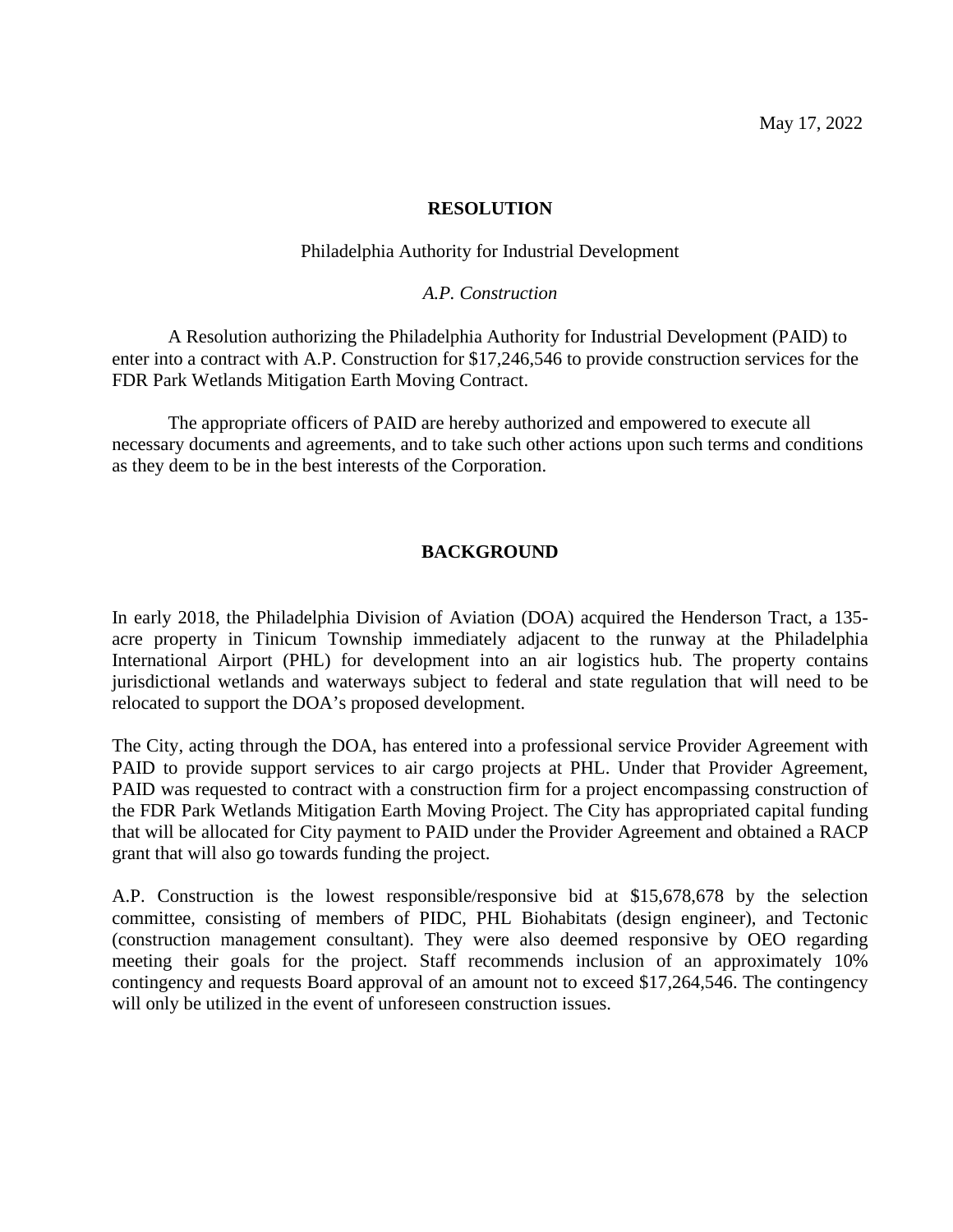May 17, 2022

**RESOLUTION**

Philadelphia Authority for Industrial Development

*A.P. Construction*

A Resolution authorizing the Philadelphia Authority for Industrial Development (PAID) to enter into a contract with A.P. Construction for $17,246,546 to provide construction services for the FDR Park Wetlands Mitigation Earth Moving Contract.

The appropriate officers of PAID are hereby authorized and empowered to execute all necessary documents and agreements, and to take such other actions upon such terms and conditions as they deem to be in the best interests of the Corporation.

**BACKGROUND**

In early 2018, the Philadelphia Division of Aviation (DOA) acquired the Henderson Tract, a 135-acre property in Tinicum Township immediately adjacent to the runway at the Philadelphia International Airport (PHL) for development into an air logistics hub. The property contains jurisdictional wetlands and waterways subject to federal and state regulation that will need to be relocated to support the DOA's proposed development.

The City, acting through the DOA, has entered into a professional service Provider Agreement with PAID to provide support services to air cargo projects at PHL. Under that Provider Agreement, PAID was requested to contract with a construction firm for a project encompassing construction of the FDR Park Wetlands Mitigation Earth Moving Project. The City has appropriated capital funding that will be allocated for City payment to PAID under the Provider Agreement and obtained a RACP grant that will also go towards funding the project.

A.P. Construction is the lowest responsible/responsive bid at $15,678,678 by the selection committee, consisting of members of PIDC, PHL Biohabitats (design engineer), and Tectonic (construction management consultant). They were also deemed responsive by OEO regarding meeting their goals for the project. Staff recommends inclusion of an approximately 10% contingency and requests Board approval of an amount not to exceed $17,264,546. The contingency will only be utilized in the event of unforeseen construction issues.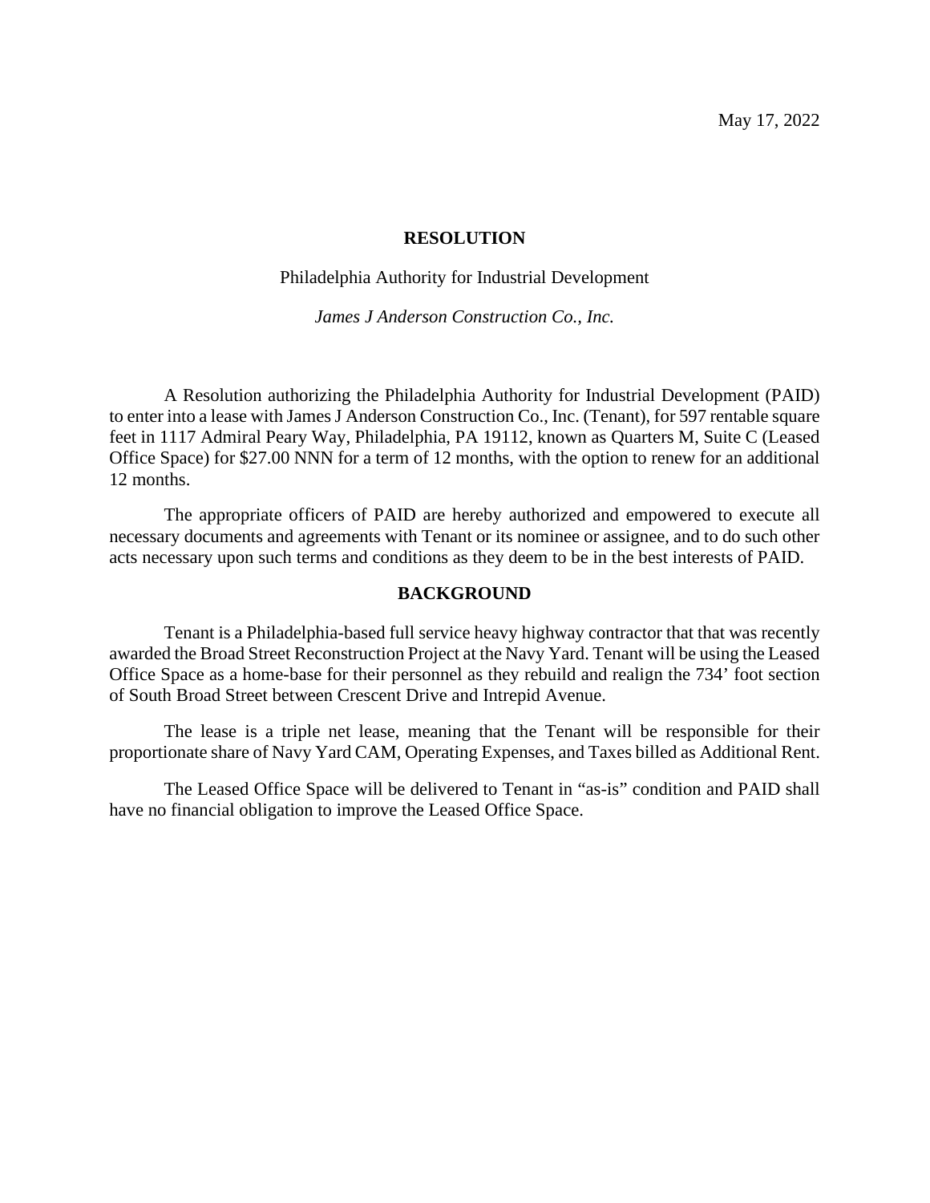May 17, 2022

**RESOLUTION**

Philadelphia Authority for Industrial Development

*James J Anderson Construction Co., Inc.*

A Resolution authorizing the Philadelphia Authority for Industrial Development (PAID) to enter into a lease with James J Anderson Construction Co., Inc. (Tenant), for 597 rentable square feet in 1117 Admiral Peary Way, Philadelphia, PA 19112, known as Quarters M, Suite C (Leased Office Space) for $27.00 NNN for a term of 12 months, with the option to renew for an additional 12 months.

The appropriate officers of PAID are hereby authorized and empowered to execute all necessary documents and agreements with Tenant or its nominee or assignee, and to do such other acts necessary upon such terms and conditions as they deem to be in the best interests of PAID.

**BACKGROUND**

Tenant is a Philadelphia-based full service heavy highway contractor that that was recently awarded the Broad Street Reconstruction Project at the Navy Yard. Tenant will be using the Leased Office Space as a home-base for their personnel as they rebuild and realign the 734' foot section of South Broad Street between Crescent Drive and Intrepid Avenue.

The lease is a triple net lease, meaning that the Tenant will be responsible for their proportionate share of Navy Yard CAM, Operating Expenses, and Taxes billed as Additional Rent.

The Leased Office Space will be delivered to Tenant in "as-is" condition and PAID shall have no financial obligation to improve the Leased Office Space.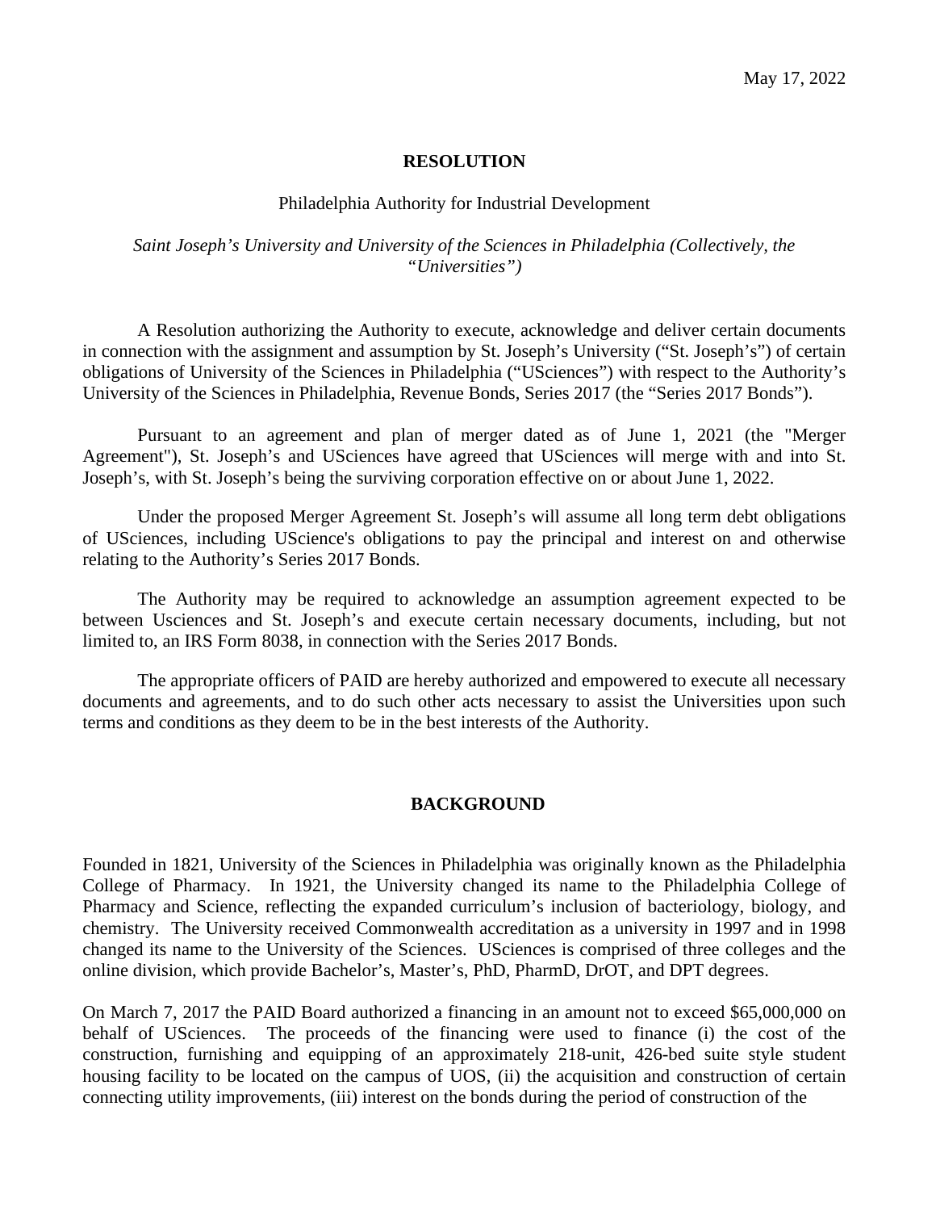May 17, 2022

# RESOLUTION

Philadelphia Authority for Industrial Development

*Saint Joseph's University and University of the Sciences in Philadelphia (Collectively, the "Universities")*

A Resolution authorizing the Authority to execute, acknowledge and deliver certain documents in connection with the assignment and assumption by St. Joseph's University ("St. Joseph's") of certain obligations of University of the Sciences in Philadelphia ("USciences") with respect to the Authority's University of the Sciences in Philadelphia, Revenue Bonds, Series 2017 (the "Series 2017 Bonds").

Pursuant to an agreement and plan of merger dated as of June 1, 2021 (the "Merger Agreement"), St. Joseph's and USciences have agreed that USciences will merge with and into St. Joseph's, with St. Joseph's being the surviving corporation effective on or about June 1, 2022.

Under the proposed Merger Agreement St. Joseph's will assume all long term debt obligations of USciences, including UScience's obligations to pay the principal and interest on and otherwise relating to the Authority's Series 2017 Bonds.

The Authority may be required to acknowledge an assumption agreement expected to be between Usciences and St. Joseph's and execute certain necessary documents, including, but not limited to, an IRS Form 8038, in connection with the Series 2017 Bonds.

The appropriate officers of PAID are hereby authorized and empowered to execute all necessary documents and agreements, and to do such other acts necessary to assist the Universities upon such terms and conditions as they deem to be in the best interests of the Authority.

# BACKGROUND

Founded in 1821, University of the Sciences in Philadelphia was originally known as the Philadelphia College of Pharmacy. In 1921, the University changed its name to the Philadelphia College of Pharmacy and Science, reflecting the expanded curriculum's inclusion of bacteriology, biology, and chemistry. The University received Commonwealth accreditation as a university in 1997 and in 1998 changed its name to the University of the Sciences. USciences is comprised of three colleges and the online division, which provide Bachelor's, Master's, PhD, PharmD, DrOT, and DPT degrees.

On March 7, 2017 the PAID Board authorized a financing in an amount not to exceed $65,000,000 on behalf of USciences. The proceeds of the financing were used to finance (i) the cost of the construction, furnishing and equipping of an approximately 218-unit, 426-bed suite style student housing facility to be located on the campus of UOS, (ii) the acquisition and construction of certain connecting utility improvements, (iii) interest on the bonds during the period of construction of the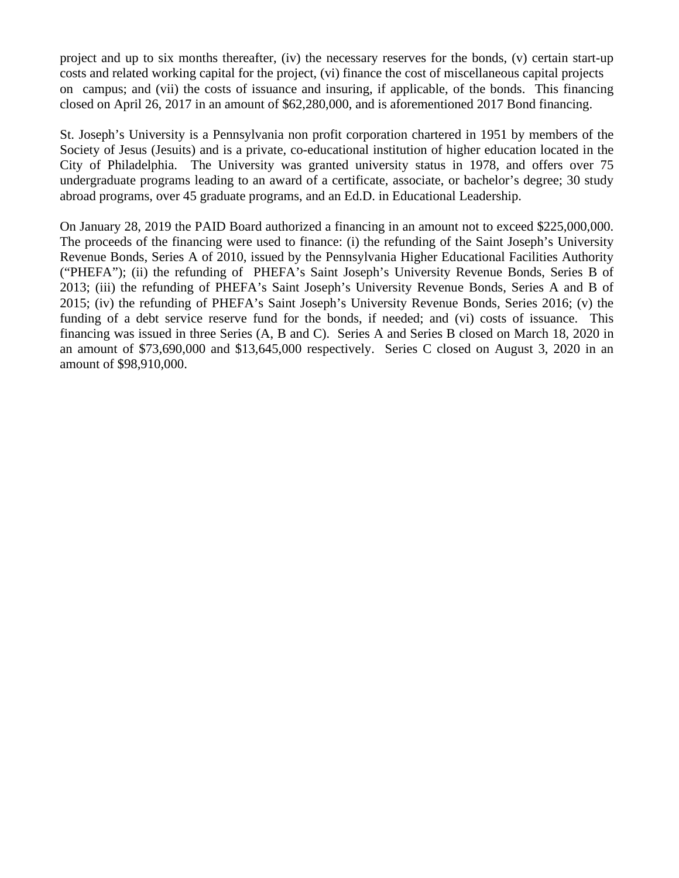project and up to six months thereafter, (iv) the necessary reserves for the bonds, (v) certain start-up costs and related working capital for the project, (vi) finance the cost of miscellaneous capital projects on campus; and (vii) the costs of issuance and insuring, if applicable, of the bonds. This financing closed on April 26, 2017 in an amount of $62,280,000, and is aforementioned 2017 Bond financing.

St. Joseph's University is a Pennsylvania non profit corporation chartered in 1951 by members of the Society of Jesus (Jesuits) and is a private, co-educational institution of higher education located in the City of Philadelphia. The University was granted university status in 1978, and offers over 75 undergraduate programs leading to an award of a certificate, associate, or bachelor's degree; 30 study abroad programs, over 45 graduate programs, and an Ed.D. in Educational Leadership.

On January 28, 2019 the PAID Board authorized a financing in an amount not to exceed $225,000,000. The proceeds of the financing were used to finance: (i) the refunding of the Saint Joseph's University Revenue Bonds, Series A of 2010, issued by the Pennsylvania Higher Educational Facilities Authority ("PHEFA"); (ii) the refunding of PHEFA's Saint Joseph's University Revenue Bonds, Series B of 2013; (iii) the refunding of PHEFA's Saint Joseph's University Revenue Bonds, Series A and B of 2015; (iv) the refunding of PHEFA's Saint Joseph's University Revenue Bonds, Series 2016; (v) the funding of a debt service reserve fund for the bonds, if needed; and (vi) costs of issuance. This financing was issued in three Series (A, B and C). Series A and Series B closed on March 18, 2020 in an amount of $73,690,000 and $13,645,000 respectively. Series C closed on August 3, 2020 in an amount of $98,910,000.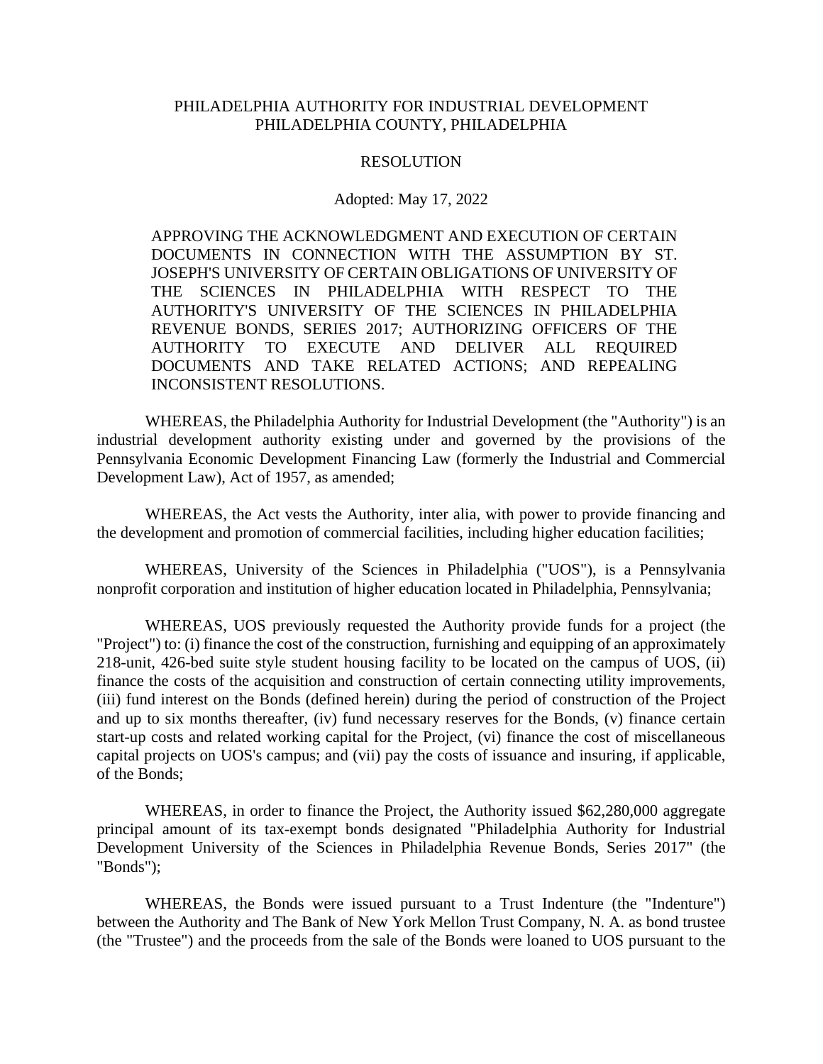PHILADELPHIA AUTHORITY FOR INDUSTRIAL DEVELOPMENT
PHILADELPHIA COUNTY, PHILADELPHIA

RESOLUTION

Adopted: May 17, 2022

APPROVING THE ACKNOWLEDGMENT AND EXECUTION OF CERTAIN DOCUMENTS IN CONNECTION WITH THE ASSUMPTION BY ST. JOSEPH'S UNIVERSITY OF CERTAIN OBLIGATIONS OF UNIVERSITY OF THE SCIENCES IN PHILADELPHIA WITH RESPECT TO THE AUTHORITY'S UNIVERSITY OF THE SCIENCES IN PHILADELPHIA REVENUE BONDS, SERIES 2017; AUTHORIZING OFFICERS OF THE AUTHORITY TO EXECUTE AND DELIVER ALL REQUIRED DOCUMENTS AND TAKE RELATED ACTIONS; AND REPEALING INCONSISTENT RESOLUTIONS.

WHEREAS, the Philadelphia Authority for Industrial Development (the "Authority") is an industrial development authority existing under and governed by the provisions of the Pennsylvania Economic Development Financing Law (formerly the Industrial and Commercial Development Law), Act of 1957, as amended;

WHEREAS, the Act vests the Authority, inter alia, with power to provide financing and the development and promotion of commercial facilities, including higher education facilities;

WHEREAS, University of the Sciences in Philadelphia ("UOS"), is a Pennsylvania nonprofit corporation and institution of higher education located in Philadelphia, Pennsylvania;

WHEREAS, UOS previously requested the Authority provide funds for a project (the "Project") to: (i) finance the cost of the construction, furnishing and equipping of an approximately 218-unit, 426-bed suite style student housing facility to be located on the campus of UOS, (ii) finance the costs of the acquisition and construction of certain connecting utility improvements, (iii) fund interest on the Bonds (defined herein) during the period of construction of the Project and up to six months thereafter, (iv) fund necessary reserves for the Bonds, (v) finance certain start-up costs and related working capital for the Project, (vi) finance the cost of miscellaneous capital projects on UOS's campus; and (vii) pay the costs of issuance and insuring, if applicable, of the Bonds;

WHEREAS, in order to finance the Project, the Authority issued $62,280,000 aggregate principal amount of its tax-exempt bonds designated "Philadelphia Authority for Industrial Development University of the Sciences in Philadelphia Revenue Bonds, Series 2017" (the "Bonds");

WHEREAS, the Bonds were issued pursuant to a Trust Indenture (the "Indenture") between the Authority and The Bank of New York Mellon Trust Company, N. A. as bond trustee (the "Trustee") and the proceeds from the sale of the Bonds were loaned to UOS pursuant to the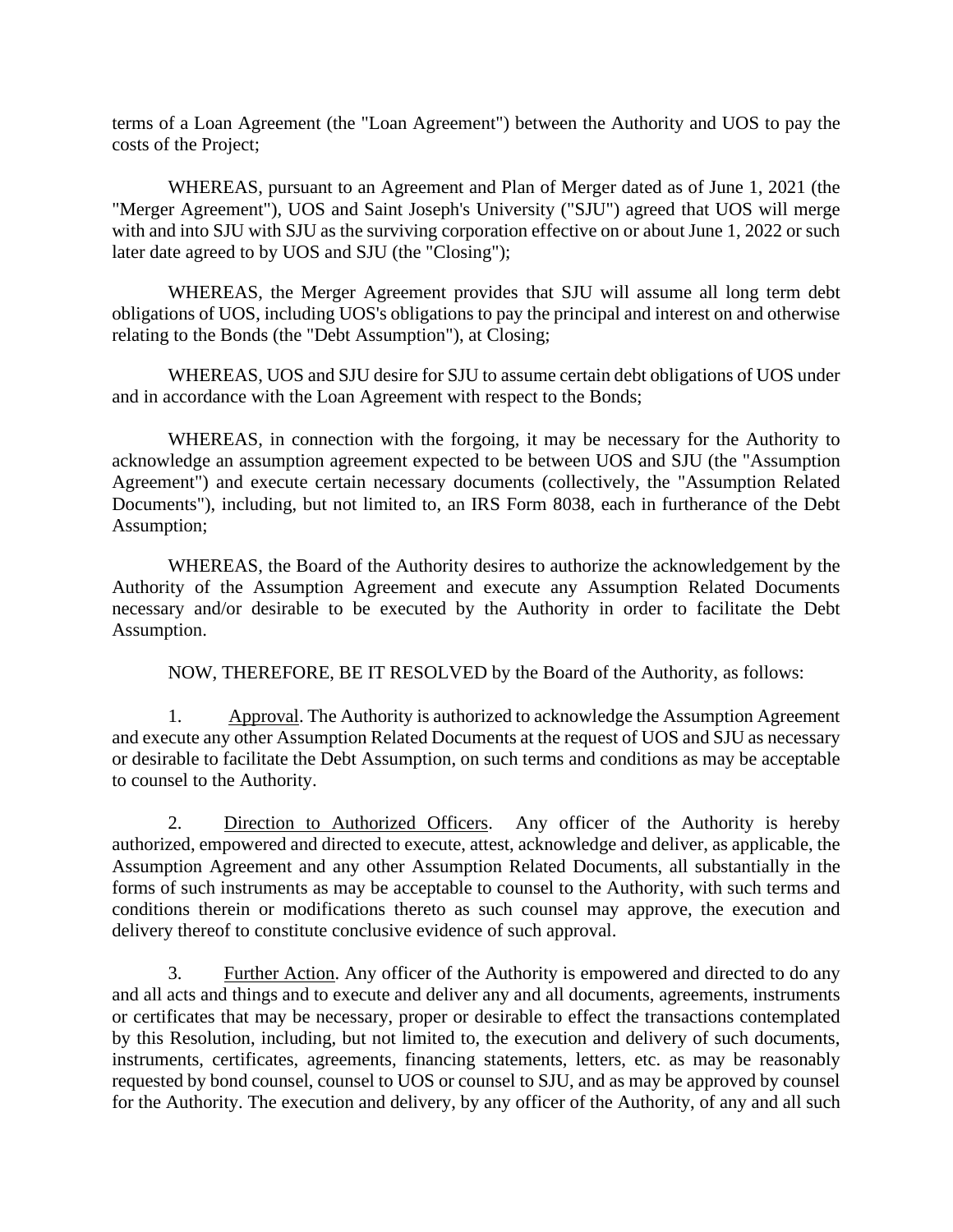terms of a Loan Agreement (the "Loan Agreement") between the Authority and UOS to pay the costs of the Project;

WHEREAS, pursuant to an Agreement and Plan of Merger dated as of June 1, 2021 (the "Merger Agreement"), UOS and Saint Joseph's University ("SJU") agreed that UOS will merge with and into SJU with SJU as the surviving corporation effective on or about June 1, 2022 or such later date agreed to by UOS and SJU (the "Closing");

WHEREAS, the Merger Agreement provides that SJU will assume all long term debt obligations of UOS, including UOS's obligations to pay the principal and interest on and otherwise relating to the Bonds (the "Debt Assumption"), at Closing;

WHEREAS, UOS and SJU desire for SJU to assume certain debt obligations of UOS under and in accordance with the Loan Agreement with respect to the Bonds;

WHEREAS, in connection with the forgoing, it may be necessary for the Authority to acknowledge an assumption agreement expected to be between UOS and SJU (the "Assumption Agreement") and execute certain necessary documents (collectively, the "Assumption Related Documents"), including, but not limited to, an IRS Form 8038, each in furtherance of the Debt Assumption;

WHEREAS, the Board of the Authority desires to authorize the acknowledgement by the Authority of the Assumption Agreement and execute any Assumption Related Documents necessary and/or desirable to be executed by the Authority in order to facilitate the Debt Assumption.

NOW, THEREFORE, BE IT RESOLVED by the Board of the Authority, as follows:

1. Approval. The Authority is authorized to acknowledge the Assumption Agreement and execute any other Assumption Related Documents at the request of UOS and SJU as necessary or desirable to facilitate the Debt Assumption, on such terms and conditions as may be acceptable to counsel to the Authority.

2. Direction to Authorized Officers. Any officer of the Authority is hereby authorized, empowered and directed to execute, attest, acknowledge and deliver, as applicable, the Assumption Agreement and any other Assumption Related Documents, all substantially in the forms of such instruments as may be acceptable to counsel to the Authority, with such terms and conditions therein or modifications thereto as such counsel may approve, the execution and delivery thereof to constitute conclusive evidence of such approval.

3. Further Action. Any officer of the Authority is empowered and directed to do any and all acts and things and to execute and deliver any and all documents, agreements, instruments or certificates that may be necessary, proper or desirable to effect the transactions contemplated by this Resolution, including, but not limited to, the execution and delivery of such documents, instruments, certificates, agreements, financing statements, letters, etc. as may be reasonably requested by bond counsel, counsel to UOS or counsel to SJU, and as may be approved by counsel for the Authority. The execution and delivery, by any officer of the Authority, of any and all such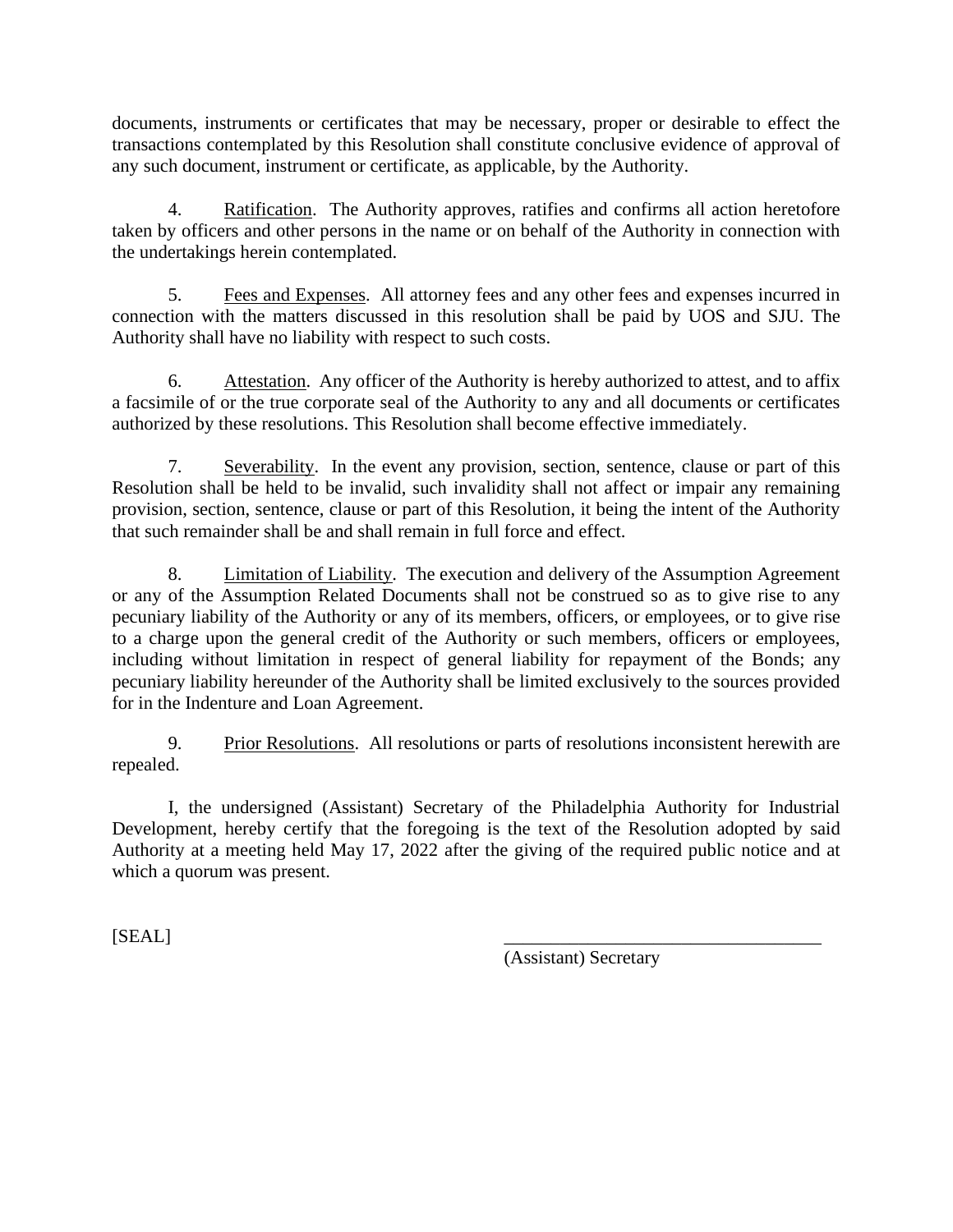documents, instruments or certificates that may be necessary, proper or desirable to effect the transactions contemplated by this Resolution shall constitute conclusive evidence of approval of any such document, instrument or certificate, as applicable, by the Authority.

4. Ratification. The Authority approves, ratifies and confirms all action heretofore taken by officers and other persons in the name or on behalf of the Authority in connection with the undertakings herein contemplated.

5. Fees and Expenses. All attorney fees and any other fees and expenses incurred in connection with the matters discussed in this resolution shall be paid by UOS and SJU. The Authority shall have no liability with respect to such costs.

6. Attestation. Any officer of the Authority is hereby authorized to attest, and to affix a facsimile of or the true corporate seal of the Authority to any and all documents or certificates authorized by these resolutions. This Resolution shall become effective immediately.

7. Severability. In the event any provision, section, sentence, clause or part of this Resolution shall be held to be invalid, such invalidity shall not affect or impair any remaining provision, section, sentence, clause or part of this Resolution, it being the intent of the Authority that such remainder shall be and shall remain in full force and effect.

8. Limitation of Liability. The execution and delivery of the Assumption Agreement or any of the Assumption Related Documents shall not be construed so as to give rise to any pecuniary liability of the Authority or any of its members, officers, or employees, or to give rise to a charge upon the general credit of the Authority or such members, officers or employees, including without limitation in respect of general liability for repayment of the Bonds; any pecuniary liability hereunder of the Authority shall be limited exclusively to the sources provided for in the Indenture and Loan Agreement.

9. Prior Resolutions. All resolutions or parts of resolutions inconsistent herewith are repealed.

I, the undersigned (Assistant) Secretary of the Philadelphia Authority for Industrial Development, hereby certify that the foregoing is the text of the Resolution adopted by said Authority at a meeting held May 17, 2022 after the giving of the required public notice and at which a quorum was present.

[SEAL]

___________________________________
(Assistant) Secretary